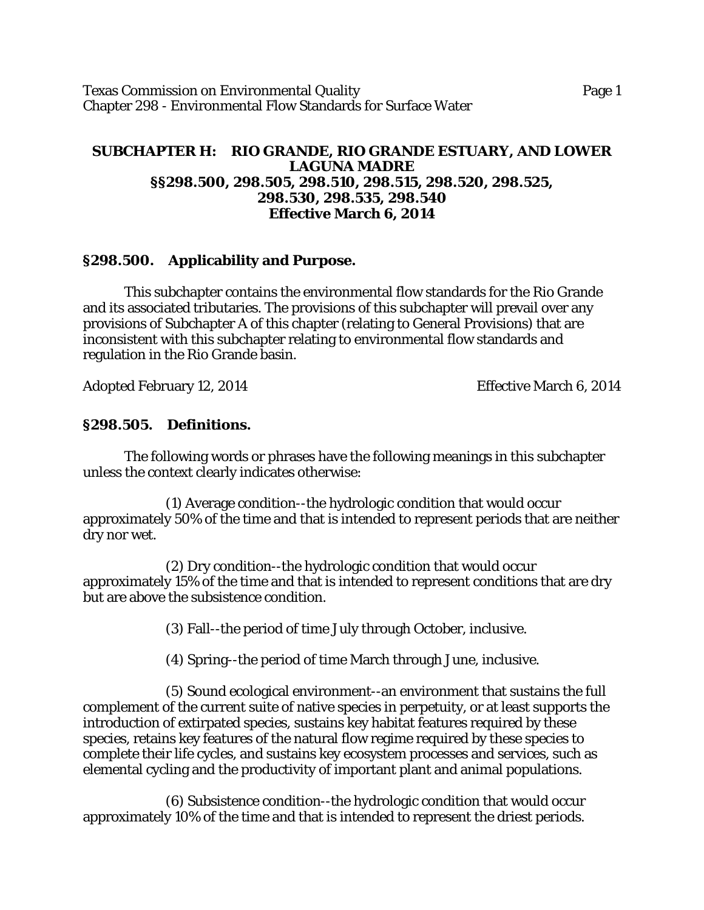## SUBCHAPTER H: RIO GRANDE, RIO GRANDE ESTUARY, AND LOWER LAGUNA MADRE
## §§298.500, 298.505, 298.510, 298.515, 298.520, 298.525, 298.530, 298.535, 298.540
## Effective March 6, 2014

### §298.500. Applicability and Purpose.

This subchapter contains the environmental flow standards for the Rio Grande and its associated tributaries. The provisions of this subchapter will prevail over any provisions of Subchapter A of this chapter (relating to General Provisions) that are inconsistent with this subchapter relating to environmental flow standards and regulation in the Rio Grande basin.

Adopted February 12, 2014 Effective March 6, 2014

### §298.505. Definitions.

The following words or phrases have the following meanings in this subchapter unless the context clearly indicates otherwise:

(1) Average condition--the hydrologic condition that would occur approximately 50% of the time and that is intended to represent periods that are neither dry nor wet.

(2) Dry condition--the hydrologic condition that would occur approximately 15% of the time and that is intended to represent conditions that are dry but are above the subsistence condition.

(3) Fall--the period of time July through October, inclusive.

(4) Spring--the period of time March through June, inclusive.

(5) Sound ecological environment--an environment that sustains the full complement of the current suite of native species in perpetuity, or at least supports the introduction of extirpated species, sustains key habitat features required by these species, retains key features of the natural flow regime required by these species to complete their life cycles, and sustains key ecosystem processes and services, such as elemental cycling and the productivity of important plant and animal populations.

(6) Subsistence condition--the hydrologic condition that would occur approximately 10% of the time and that is intended to represent the driest periods.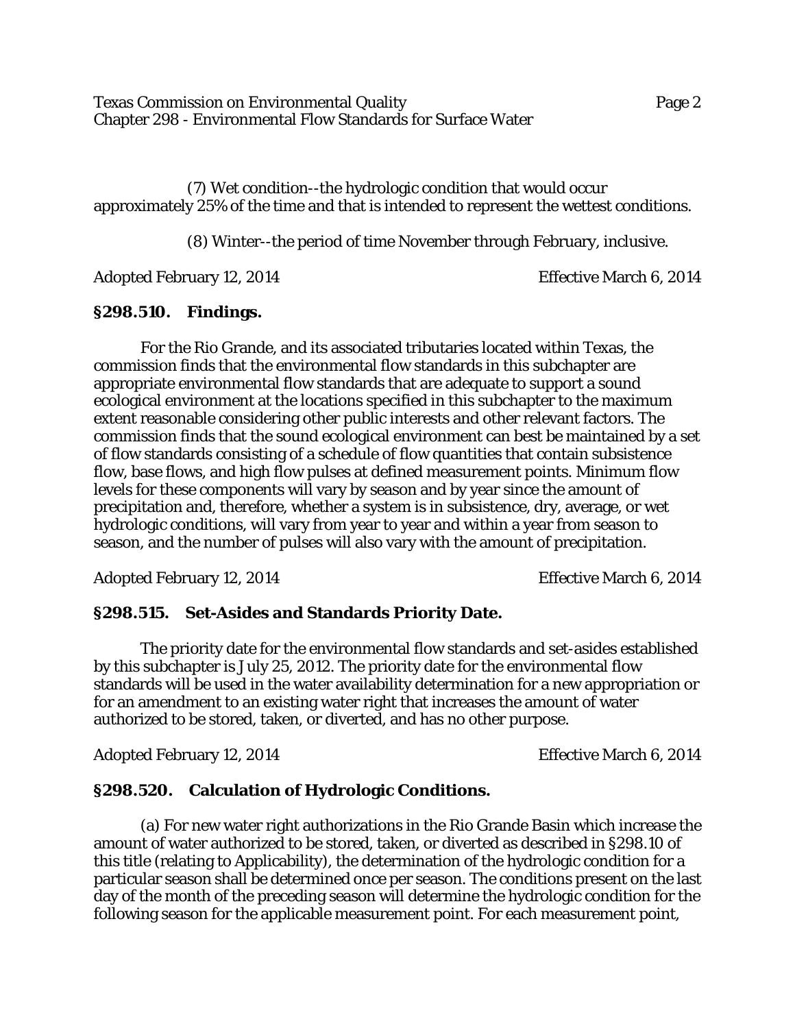(7) Wet condition--the hydrologic condition that would occur approximately 25% of the time and that is intended to represent the wettest conditions.

(8) Winter--the period of time November through February, inclusive.

Adopted February 12, 2014 Effective March 6, 2014

## §298.510. Findings.

For the Rio Grande, and its associated tributaries located within Texas, the commission finds that the environmental flow standards in this subchapter are appropriate environmental flow standards that are adequate to support a sound ecological environment at the locations specified in this subchapter to the maximum extent reasonable considering other public interests and other relevant factors. The commission finds that the sound ecological environment can best be maintained by a set of flow standards consisting of a schedule of flow quantities that contain subsistence flow, base flows, and high flow pulses at defined measurement points. Minimum flow levels for these components will vary by season and by year since the amount of precipitation and, therefore, whether a system is in subsistence, dry, average, or wet hydrologic conditions, will vary from year to year and within a year from season to season, and the number of pulses will also vary with the amount of precipitation.

Adopted February 12, 2014 Effective March 6, 2014

## §298.515. Set-Asides and Standards Priority Date.

The priority date for the environmental flow standards and set-asides established by this subchapter is July 25, 2012. The priority date for the environmental flow standards will be used in the water availability determination for a new appropriation or for an amendment to an existing water right that increases the amount of water authorized to be stored, taken, or diverted, and has no other purpose.

Adopted February 12, 2014 Effective March 6, 2014

## §298.520. Calculation of Hydrologic Conditions.

(a) For new water right authorizations in the Rio Grande Basin which increase the amount of water authorized to be stored, taken, or diverted as described in §298.10 of this title (relating to Applicability), the determination of the hydrologic condition for a particular season shall be determined once per season. The conditions present on the last day of the month of the preceding season will determine the hydrologic condition for the following season for the applicable measurement point. For each measurement point,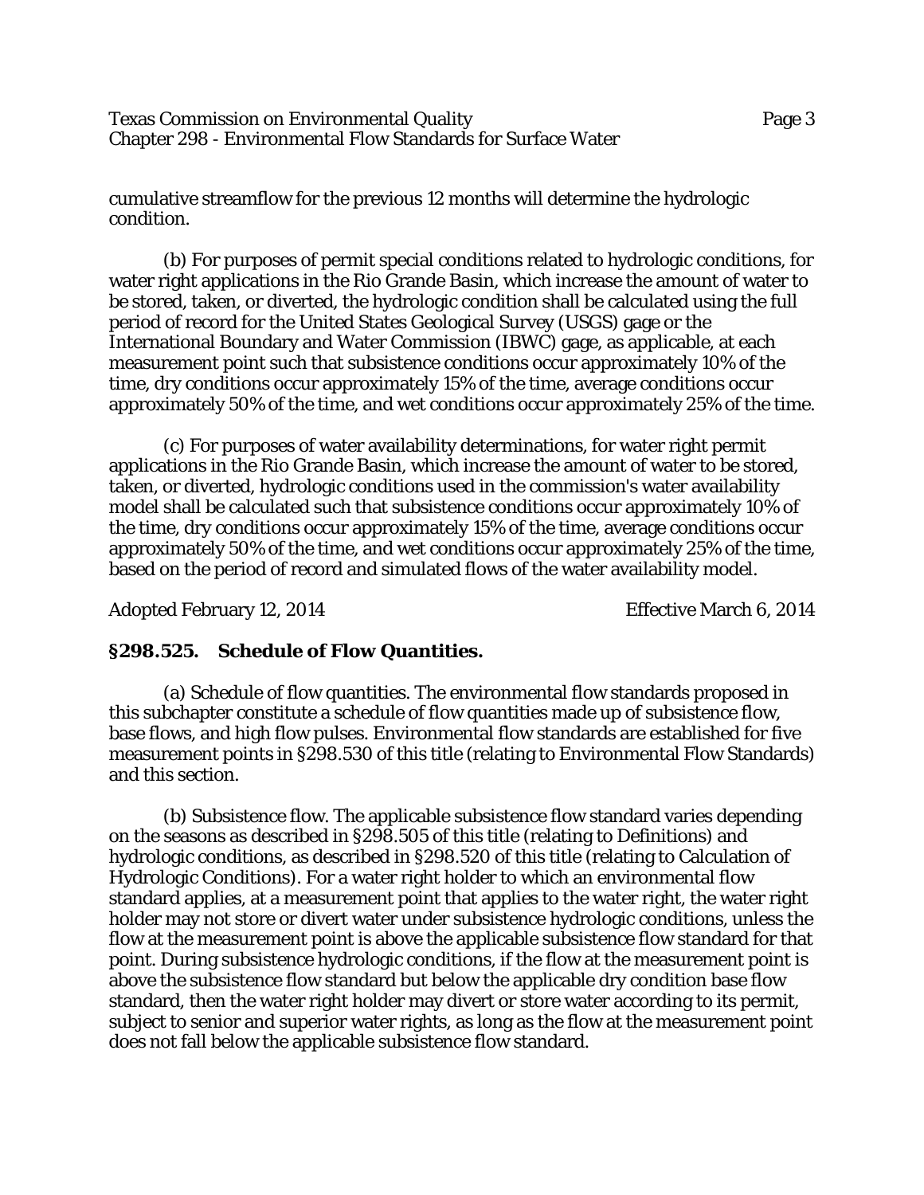cumulative streamflow for the previous 12 months will determine the hydrologic condition.

(b) For purposes of permit special conditions related to hydrologic conditions, for water right applications in the Rio Grande Basin, which increase the amount of water to be stored, taken, or diverted, the hydrologic condition shall be calculated using the full period of record for the United States Geological Survey (USGS) gage or the International Boundary and Water Commission (IBWC) gage, as applicable, at each measurement point such that subsistence conditions occur approximately 10% of the time, dry conditions occur approximately 15% of the time, average conditions occur approximately 50% of the time, and wet conditions occur approximately 25% of the time.

(c) For purposes of water availability determinations, for water right permit applications in the Rio Grande Basin, which increase the amount of water to be stored, taken, or diverted, hydrologic conditions used in the commission's water availability model shall be calculated such that subsistence conditions occur approximately 10% of the time, dry conditions occur approximately 15% of the time, average conditions occur approximately 50% of the time, and wet conditions occur approximately 25% of the time, based on the period of record and simulated flows of the water availability model.

Adopted February 12, 2014 Effective March 6, 2014

### §298.525. Schedule of Flow Quantities.

(a) Schedule of flow quantities. The environmental flow standards proposed in this subchapter constitute a schedule of flow quantities made up of subsistence flow, base flows, and high flow pulses. Environmental flow standards are established for five measurement points in §298.530 of this title (relating to Environmental Flow Standards) and this section.

(b) Subsistence flow. The applicable subsistence flow standard varies depending on the seasons as described in §298.505 of this title (relating to Definitions) and hydrologic conditions, as described in §298.520 of this title (relating to Calculation of Hydrologic Conditions). For a water right holder to which an environmental flow standard applies, at a measurement point that applies to the water right, the water right holder may not store or divert water under subsistence hydrologic conditions, unless the flow at the measurement point is above the applicable subsistence flow standard for that point. During subsistence hydrologic conditions, if the flow at the measurement point is above the subsistence flow standard but below the applicable dry condition base flow standard, then the water right holder may divert or store water according to its permit, subject to senior and superior water rights, as long as the flow at the measurement point does not fall below the applicable subsistence flow standard.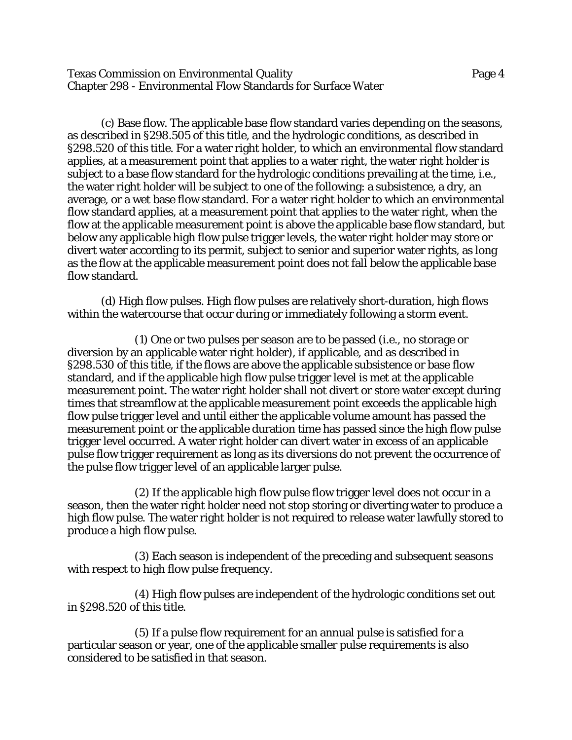(c) Base flow. The applicable base flow standard varies depending on the seasons, as described in §298.505 of this title, and the hydrologic conditions, as described in §298.520 of this title. For a water right holder, to which an environmental flow standard applies, at a measurement point that applies to a water right, the water right holder is subject to a base flow standard for the hydrologic conditions prevailing at the time, i.e., the water right holder will be subject to one of the following: a subsistence, a dry, an average, or a wet base flow standard. For a water right holder to which an environmental flow standard applies, at a measurement point that applies to the water right, when the flow at the applicable measurement point is above the applicable base flow standard, but below any applicable high flow pulse trigger levels, the water right holder may store or divert water according to its permit, subject to senior and superior water rights, as long as the flow at the applicable measurement point does not fall below the applicable base flow standard.

(d) High flow pulses. High flow pulses are relatively short-duration, high flows within the watercourse that occur during or immediately following a storm event.

(1) One or two pulses per season are to be passed (i.e., no storage or diversion by an applicable water right holder), if applicable, and as described in §298.530 of this title, if the flows are above the applicable subsistence or base flow standard, and if the applicable high flow pulse trigger level is met at the applicable measurement point. The water right holder shall not divert or store water except during times that streamflow at the applicable measurement point exceeds the applicable high flow pulse trigger level and until either the applicable volume amount has passed the measurement point or the applicable duration time has passed since the high flow pulse trigger level occurred. A water right holder can divert water in excess of an applicable pulse flow trigger requirement as long as its diversions do not prevent the occurrence of the pulse flow trigger level of an applicable larger pulse.

(2) If the applicable high flow pulse flow trigger level does not occur in a season, then the water right holder need not stop storing or diverting water to produce a high flow pulse. The water right holder is not required to release water lawfully stored to produce a high flow pulse.

(3) Each season is independent of the preceding and subsequent seasons with respect to high flow pulse frequency.

(4) High flow pulses are independent of the hydrologic conditions set out in §298.520 of this title.

(5) If a pulse flow requirement for an annual pulse is satisfied for a particular season or year, one of the applicable smaller pulse requirements is also considered to be satisfied in that season.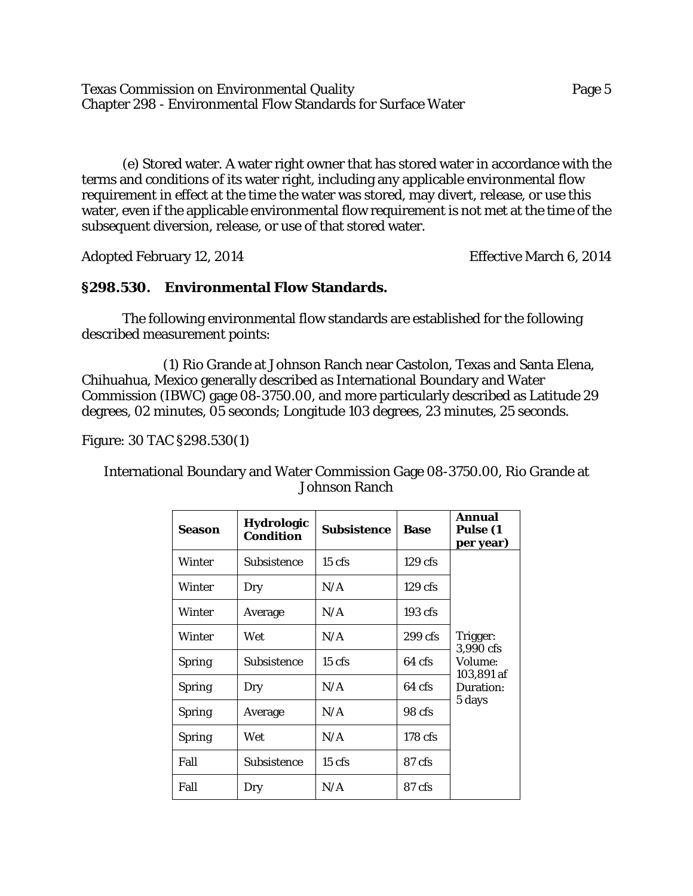(e) Stored water. A water right owner that has stored water in accordance with the terms and conditions of its water right, including any applicable environmental flow requirement in effect at the time the water was stored, may divert, release, or use this water, even if the applicable environmental flow requirement is not met at the time of the subsequent diversion, release, or use of that stored water.

Adopted February 12, 2014 Effective March 6, 2014

## §298.530. Environmental Flow Standards.

The following environmental flow standards are established for the following described measurement points:

(1) Rio Grande at Johnson Ranch near Castolon, Texas and Santa Elena, Chihuahua, Mexico generally described as International Boundary and Water Commission (IBWC) gage 08-3750.00, and more particularly described as Latitude 29 degrees, 02 minutes, 05 seconds; Longitude 103 degrees, 23 minutes, 25 seconds.

Figure: 30 TAC §298.530(1)

International Boundary and Water Commission Gage 08-3750.00, Rio Grande at Johnson Ranch

| Season | Hydrologic Condition | Subsistence | Base | Annual Pulse (1 per year) |
|---|---|---|---|---|
| Winter | Subsistence | 15 cfs | 129 cfs | Trigger: 3,990 cfs Volume: 103,891 af Duration: 5 days |
| Winter | Dry | N/A | 129 cfs | |
| Winter | Average | N/A | 193 cfs | |
| Winter | Wet | N/A | 299 cfs | |
| Spring | Subsistence | 15 cfs | 64 cfs | |
| Spring | Dry | N/A | 64 cfs | |
| Spring | Average | N/A | 98 cfs | |
| Spring | Wet | N/A | 178 cfs | |
| Fall | Subsistence | 15 cfs | 87 cfs | |
| Fall | Dry | N/A | 87 cfs | |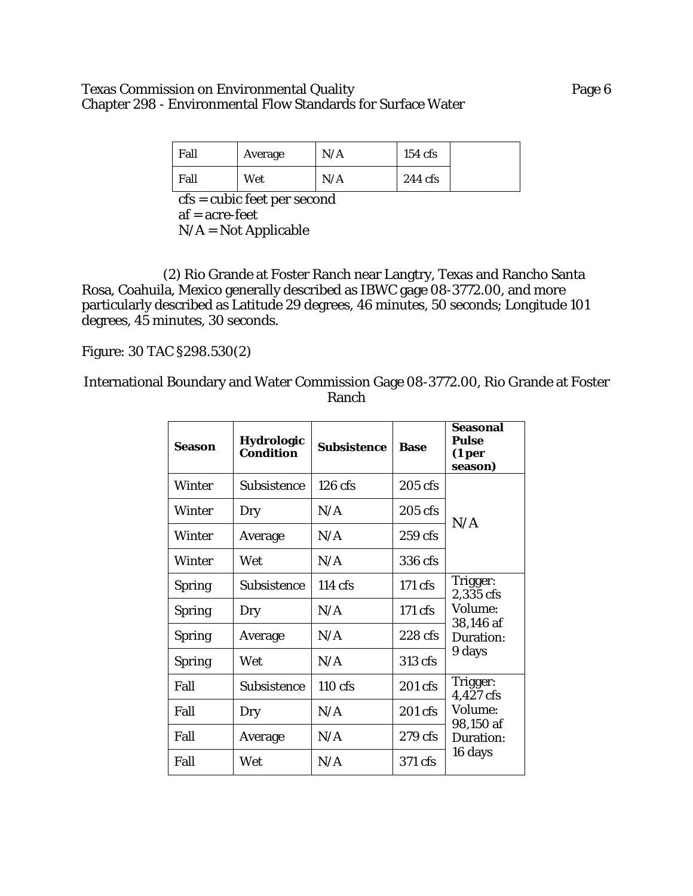| | | | | |
|---|---|---|---|---|
| Fall | Average | N/A | 154 cfs | |
| Fall | Wet | N/A | 244 cfs | |

cfs = cubic feet per second
af = acre-feet
N/A = Not Applicable

(2) Rio Grande at Foster Ranch near Langtry, Texas and Rancho Santa Rosa, Coahuila, Mexico generally described as IBWC gage 08-3772.00, and more particularly described as Latitude 29 degrees, 46 minutes, 50 seconds; Longitude 101 degrees, 45 minutes, 30 seconds.

Figure: 30 TAC §298.530(2)

International Boundary and Water Commission Gage 08-3772.00, Rio Grande at Foster Ranch

| **Season** | **Hydrologic Condition** | **Subsistence** | **Base** | **Seasonal Pulse (1 per season)** |
|---|---|---|---|---|
| Winter | Subsistence | 126 cfs | 205 cfs | N/A |
| Winter | Dry | N/A | 205 cfs | |
| Winter | Average | N/A | 259 cfs | |
| Winter | Wet | N/A | 336 cfs | |
| Spring | Subsistence | 114 cfs | 171 cfs | Trigger: 2,335 cfs Volume: 38,146 af Duration: 9 days |
| Spring | Dry | N/A | 171 cfs | |
| Spring | Average | N/A | 228 cfs | |
| Spring | Wet | N/A | 313 cfs | |
| Fall | Subsistence | 110 cfs | 201 cfs | Trigger: 4,427 cfs Volume: 98,150 af Duration: 16 days |
| Fall | Dry | N/A | 201 cfs | |
| Fall | Average | N/A | 279 cfs | |
| Fall | Wet | N/A | 371 cfs | |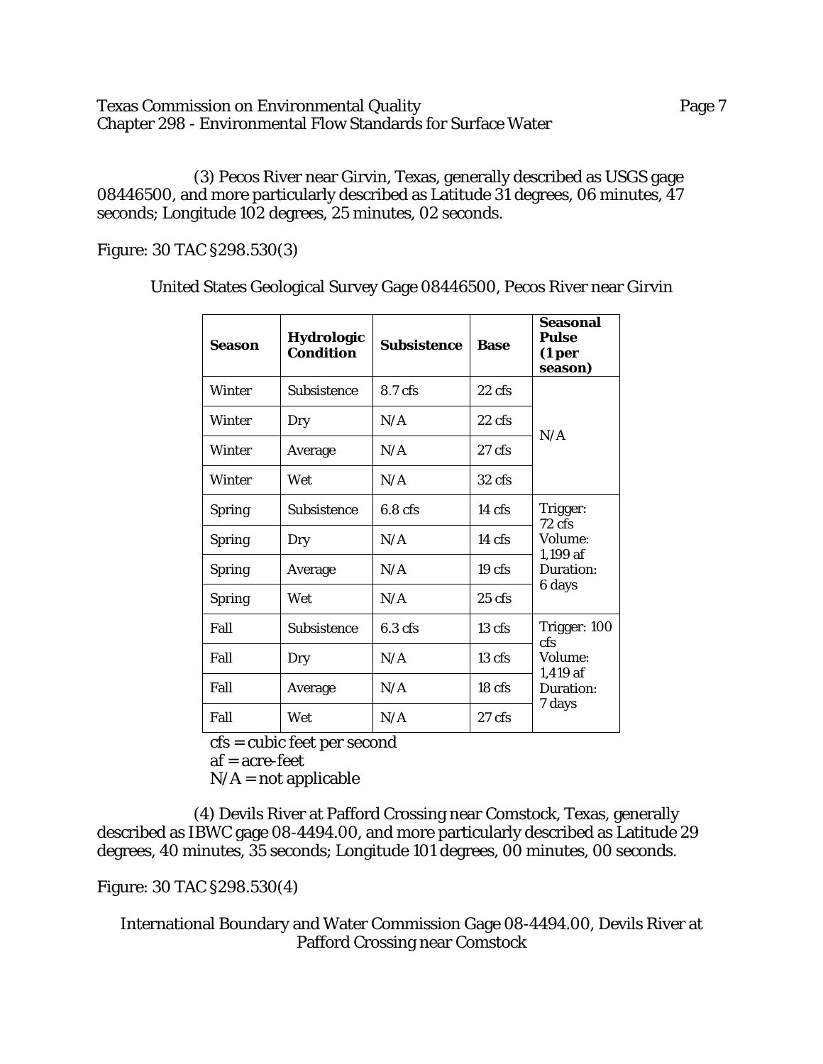(3) Pecos River near Girvin, Texas, generally described as USGS gage 08446500, and more particularly described as Latitude 31 degrees, 06 minutes, 47 seconds; Longitude 102 degrees, 25 minutes, 02 seconds.

Figure: 30 TAC §298.530(3)

United States Geological Survey Gage 08446500, Pecos River near Girvin

| **Season** | **Hydrologic Condition** | **Subsistence** | **Base** | **Seasonal Pulse (1 per season)** |
|---|---|---|---|---|
| Winter | Subsistence | 8.7 cfs | 22 cfs | N/A |
| Winter | Dry | N/A | 22 cfs | |
| Winter | Average | N/A | 27 cfs | |
| Winter | Wet | N/A | 32 cfs | |
| Spring | Subsistence | 6.8 cfs | 14 cfs | Trigger: 72 cfs Volume: 1,199 af Duration: 6 days |
| Spring | Dry | N/A | 14 cfs | |
| Spring | Average | N/A | 19 cfs | |
| Spring | Wet | N/A | 25 cfs | |
| Fall | Subsistence | 6.3 cfs | 13 cfs | Trigger: 100 cfs Volume: 1,419 af Duration: 7 days |
| Fall | Dry | N/A | 13 cfs | |
| Fall | Average | N/A | 18 cfs | |
| Fall | Wet | N/A | 27 cfs | |

cfs = cubic feet per second
af = acre-feet
N/A = not applicable

(4) Devils River at Pafford Crossing near Comstock, Texas, generally described as IBWC gage 08-4494.00, and more particularly described as Latitude 29 degrees, 40 minutes, 35 seconds; Longitude 101 degrees, 00 minutes, 00 seconds.

Figure: 30 TAC §298.530(4)

International Boundary and Water Commission Gage 08-4494.00, Devils River at Pafford Crossing near Comstock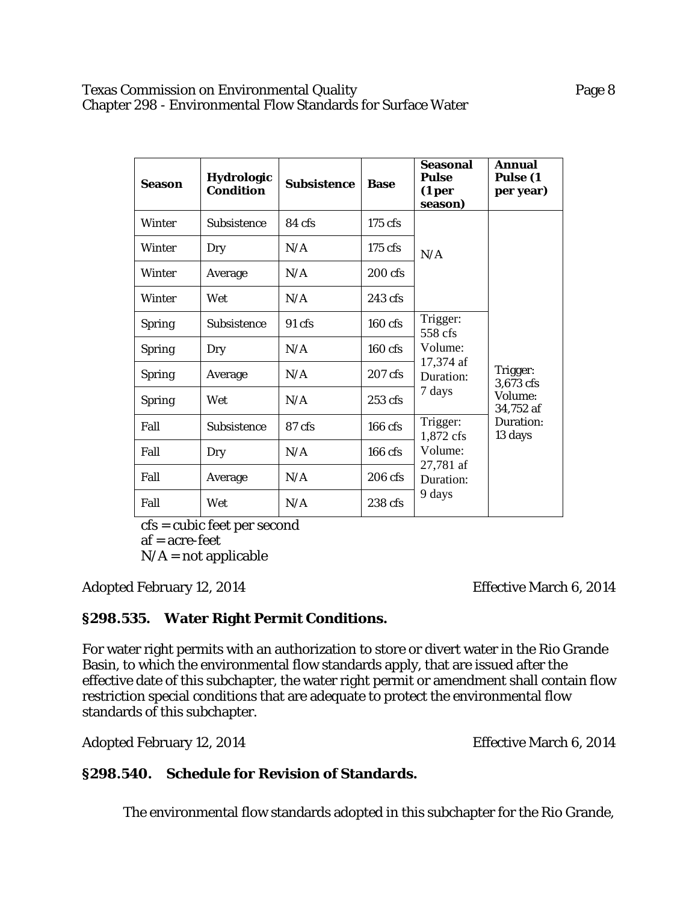| Season | Hydrologic Condition | Subsistence | Base | Seasonal Pulse (1 per season) | Annual Pulse (1 per year) |
|---|---|---|---|---|---|
| Winter | Subsistence | 84 cfs | 175 cfs | N/A | Trigger: 3,673 cfs Volume: 34,752 af Duration: 13 days |
| Winter | Dry | N/A | 175 cfs | | |
| Winter | Average | N/A | 200 cfs | | |
| Winter | Wet | N/A | 243 cfs | | |
| Spring | Subsistence | 91 cfs | 160 cfs | Trigger: 558 cfs Volume: 17,374 af Duration: 7 days | |
| Spring | Dry | N/A | 160 cfs | | |
| Spring | Average | N/A | 207 cfs | | |
| Spring | Wet | N/A | 253 cfs | | |
| Fall | Subsistence | 87 cfs | 166 cfs | Trigger: 1,872 cfs Volume: 27,781 af Duration: 9 days | |
| Fall | Dry | N/A | 166 cfs | | |
| Fall | Average | N/A | 206 cfs | | |
| Fall | Wet | N/A | 238 cfs | | |

cfs = cubic feet per second
af = acre-feet
N/A = not applicable

Adopted February 12, 2014 Effective March 6, 2014

## §298.535. Water Right Permit Conditions.

For water right permits with an authorization to store or divert water in the Rio Grande Basin, to which the environmental flow standards apply, that are issued after the effective date of this subchapter, the water right permit or amendment shall contain flow restriction special conditions that are adequate to protect the environmental flow standards of this subchapter.

Adopted February 12, 2014 Effective March 6, 2014

## §298.540. Schedule for Revision of Standards.

The environmental flow standards adopted in this subchapter for the Rio Grande,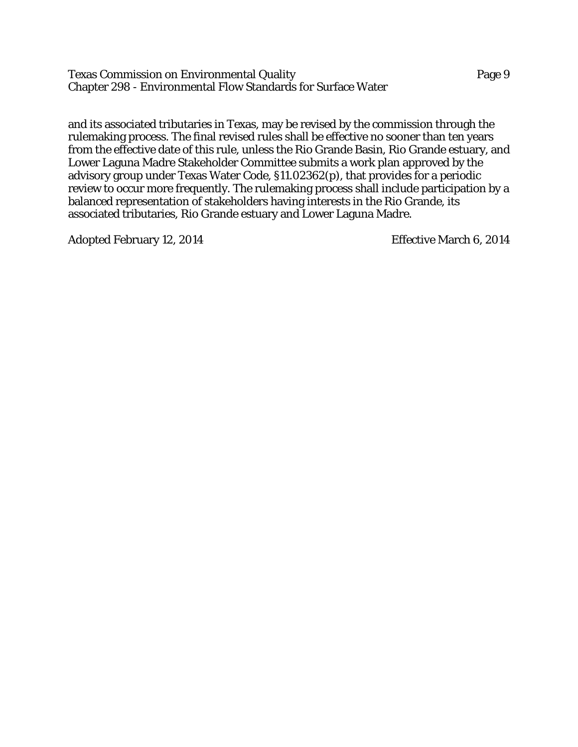and its associated tributaries in Texas, may be revised by the commission through the rulemaking process. The final revised rules shall be effective no sooner than ten years from the effective date of this rule, unless the Rio Grande Basin, Rio Grande estuary, and Lower Laguna Madre Stakeholder Committee submits a work plan approved by the advisory group under Texas Water Code, §11.02362(p), that provides for a periodic review to occur more frequently. The rulemaking process shall include participation by a balanced representation of stakeholders having interests in the Rio Grande, its associated tributaries, Rio Grande estuary and Lower Laguna Madre.

Adopted February 12, 2014 Effective March 6, 2014